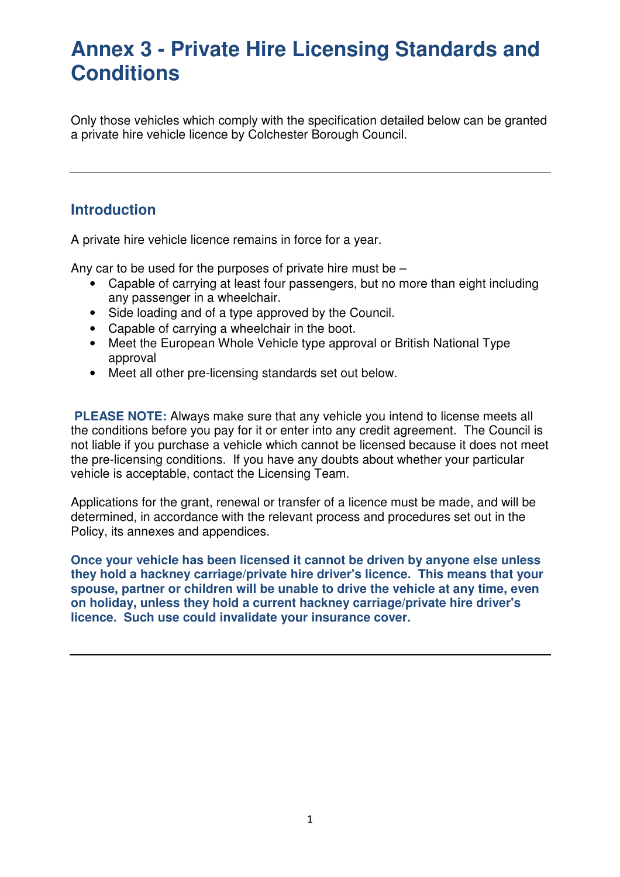# Annex 3 - Private Hire Licensing Standards and Conditions

Only those vehicles which comply with the specification detailed below can be granted a private hire vehicle licence by Colchester Borough Council.

---

## Introduction

A private hire vehicle licence remains in force for a year.

Any car to be used for the purposes of private hire must be –

- Capable of carrying at least four passengers, but no more than eight including any passenger in a wheelchair.
- Side loading and of a type approved by the Council.
- Capable of carrying a wheelchair in the boot.
- Meet the European Whole Vehicle type approval or British National Type approval
- Meet all other pre-licensing standards set out below.

**PLEASE NOTE:** Always make sure that any vehicle you intend to license meets all the conditions before you pay for it or enter into any credit agreement. The Council is not liable if you purchase a vehicle which cannot be licensed because it does not meet the pre-licensing conditions. If you have any doubts about whether your particular vehicle is acceptable, contact the Licensing Team.

Applications for the grant, renewal or transfer of a licence must be made, and will be determined, in accordance with the relevant process and procedures set out in the Policy, its annexes and appendices.

**Once your vehicle has been licensed it cannot be driven by anyone else unless they hold a hackney carriage/private hire driver's licence. This means that your spouse, partner or children will be unable to drive the vehicle at any time, even on holiday, unless they hold a current hackney carriage/private hire driver's licence. Such use could invalidate your insurance cover.**

---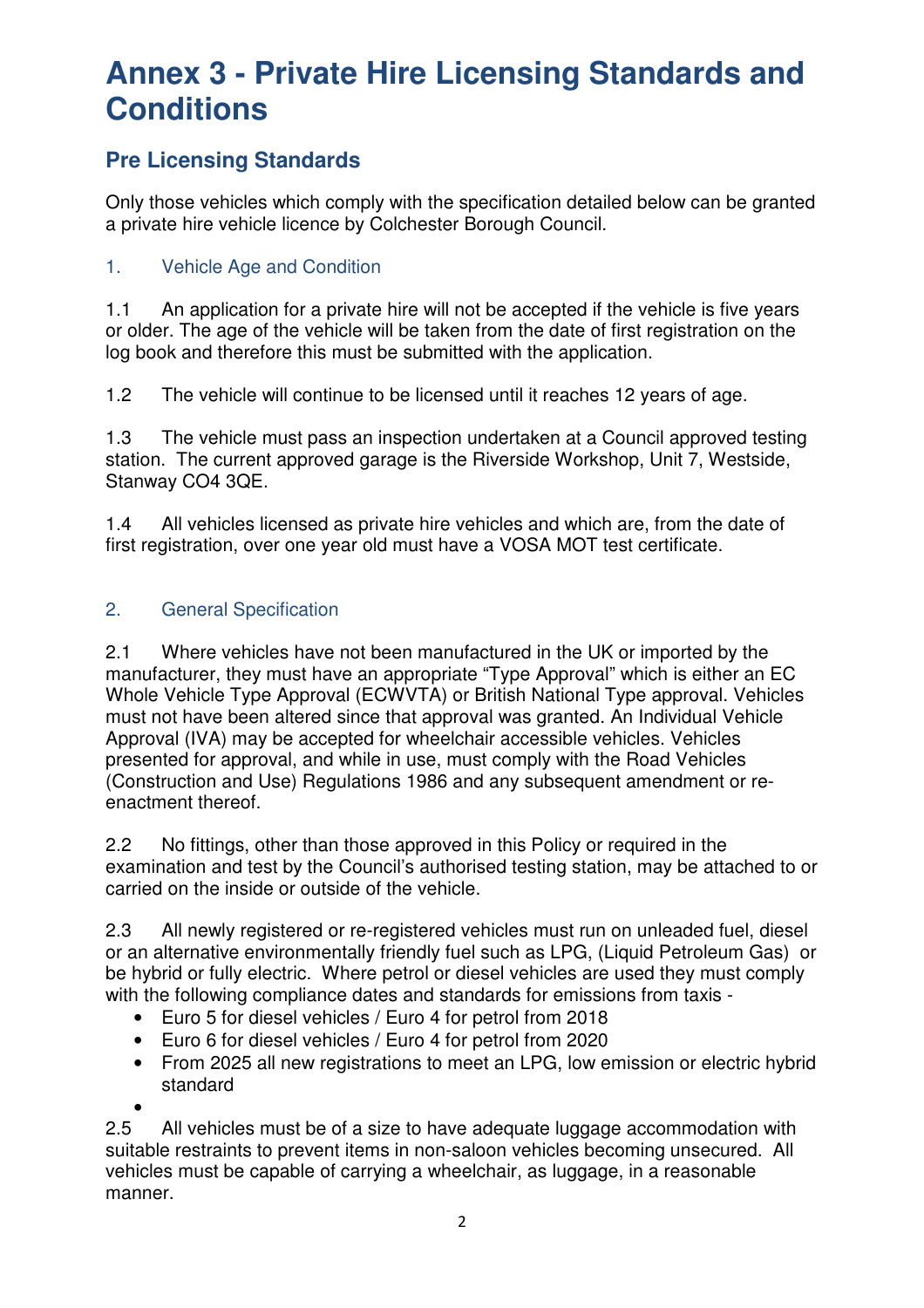# Annex 3 - Private Hire Licensing Standards and Conditions

## Pre Licensing Standards

Only those vehicles which comply with the specification detailed below can be granted a private hire vehicle licence by Colchester Borough Council.

### 1. Vehicle Age and Condition

1.1 An application for a private hire will not be accepted if the vehicle is five years or older. The age of the vehicle will be taken from the date of first registration on the log book and therefore this must be submitted with the application.

1.2 The vehicle will continue to be licensed until it reaches 12 years of age.

1.3 The vehicle must pass an inspection undertaken at a Council approved testing station. The current approved garage is the Riverside Workshop, Unit 7, Westside, Stanway CO4 3QE.

1.4 All vehicles licensed as private hire vehicles and which are, from the date of first registration, over one year old must have a VOSA MOT test certificate.

### 2. General Specification

2.1 Where vehicles have not been manufactured in the UK or imported by the manufacturer, they must have an appropriate "Type Approval" which is either an EC Whole Vehicle Type Approval (ECWVTA) or British National Type approval. Vehicles must not have been altered since that approval was granted. An Individual Vehicle Approval (IVA) may be accepted for wheelchair accessible vehicles. Vehicles presented for approval, and while in use, must comply with the Road Vehicles (Construction and Use) Regulations 1986 and any subsequent amendment or re-enactment thereof.

2.2 No fittings, other than those approved in this Policy or required in the examination and test by the Council's authorised testing station, may be attached to or carried on the inside or outside of the vehicle.

2.3 All newly registered or re-registered vehicles must run on unleaded fuel, diesel or an alternative environmentally friendly fuel such as LPG, (Liquid Petroleum Gas) or be hybrid or fully electric. Where petrol or diesel vehicles are used they must comply with the following compliance dates and standards for emissions from taxis -

- Euro 5 for diesel vehicles / Euro 4 for petrol from 2018
- Euro 6 for diesel vehicles / Euro 4 for petrol from 2020
- From 2025 all new registrations to meet an LPG, low emission or electric hybrid standard

2.5 All vehicles must be of a size to have adequate luggage accommodation with suitable restraints to prevent items in non-saloon vehicles becoming unsecured. All vehicles must be capable of carrying a wheelchair, as luggage, in a reasonable manner.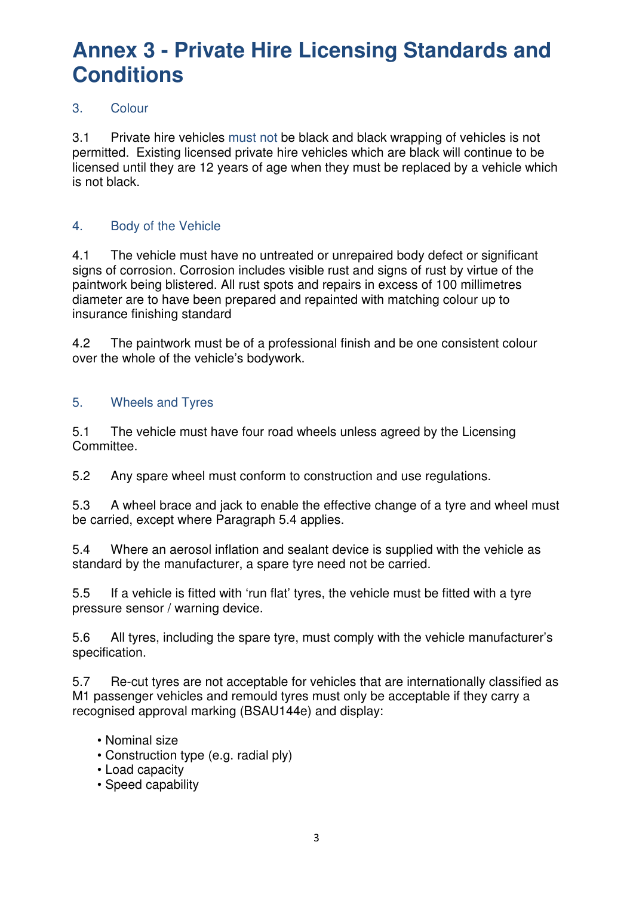# Annex 3 - Private Hire Licensing Standards and Conditions

## 3. Colour

3.1 Private hire vehicles must not be black and black wrapping of vehicles is not permitted. Existing licensed private hire vehicles which are black will continue to be licensed until they are 12 years of age when they must be replaced by a vehicle which is not black.

## 4. Body of the Vehicle

4.1 The vehicle must have no untreated or unrepaired body defect or significant signs of corrosion. Corrosion includes visible rust and signs of rust by virtue of the paintwork being blistered. All rust spots and repairs in excess of 100 millimetres diameter are to have been prepared and repainted with matching colour up to insurance finishing standard

4.2 The paintwork must be of a professional finish and be one consistent colour over the whole of the vehicle's bodywork.

## 5. Wheels and Tyres

5.1 The vehicle must have four road wheels unless agreed by the Licensing Committee.

5.2 Any spare wheel must conform to construction and use regulations.

5.3 A wheel brace and jack to enable the effective change of a tyre and wheel must be carried, except where Paragraph 5.4 applies.

5.4 Where an aerosol inflation and sealant device is supplied with the vehicle as standard by the manufacturer, a spare tyre need not be carried.

5.5 If a vehicle is fitted with 'run flat' tyres, the vehicle must be fitted with a tyre pressure sensor / warning device.

5.6 All tyres, including the spare tyre, must comply with the vehicle manufacturer's specification.

5.7 Re-cut tyres are not acceptable for vehicles that are internationally classified as M1 passenger vehicles and remould tyres must only be acceptable if they carry a recognised approval marking (BSAU144e) and display:

- Nominal size
- Construction type (e.g. radial ply)
- Load capacity
- Speed capability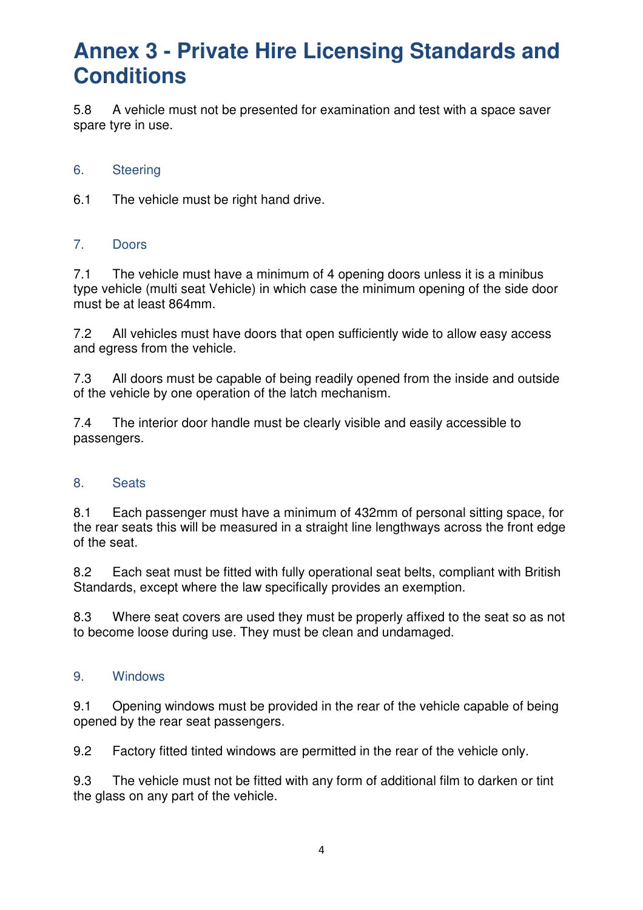# Annex 3 - Private Hire Licensing Standards and Conditions

5.8 A vehicle must not be presented for examination and test with a space saver spare tyre in use.

## 6. Steering

6.1 The vehicle must be right hand drive.

## 7. Doors

7.1 The vehicle must have a minimum of 4 opening doors unless it is a minibus type vehicle (multi seat Vehicle) in which case the minimum opening of the side door must be at least 864mm.

7.2 All vehicles must have doors that open sufficiently wide to allow easy access and egress from the vehicle.

7.3 All doors must be capable of being readily opened from the inside and outside of the vehicle by one operation of the latch mechanism.

7.4 The interior door handle must be clearly visible and easily accessible to passengers.

## 8. Seats

8.1 Each passenger must have a minimum of 432mm of personal sitting space, for the rear seats this will be measured in a straight line lengthways across the front edge of the seat.

8.2 Each seat must be fitted with fully operational seat belts, compliant with British Standards, except where the law specifically provides an exemption.

8.3 Where seat covers are used they must be properly affixed to the seat so as not to become loose during use. They must be clean and undamaged.

## 9. Windows

9.1 Opening windows must be provided in the rear of the vehicle capable of being opened by the rear seat passengers.

9.2 Factory fitted tinted windows are permitted in the rear of the vehicle only.

9.3 The vehicle must not be fitted with any form of additional film to darken or tint the glass on any part of the vehicle.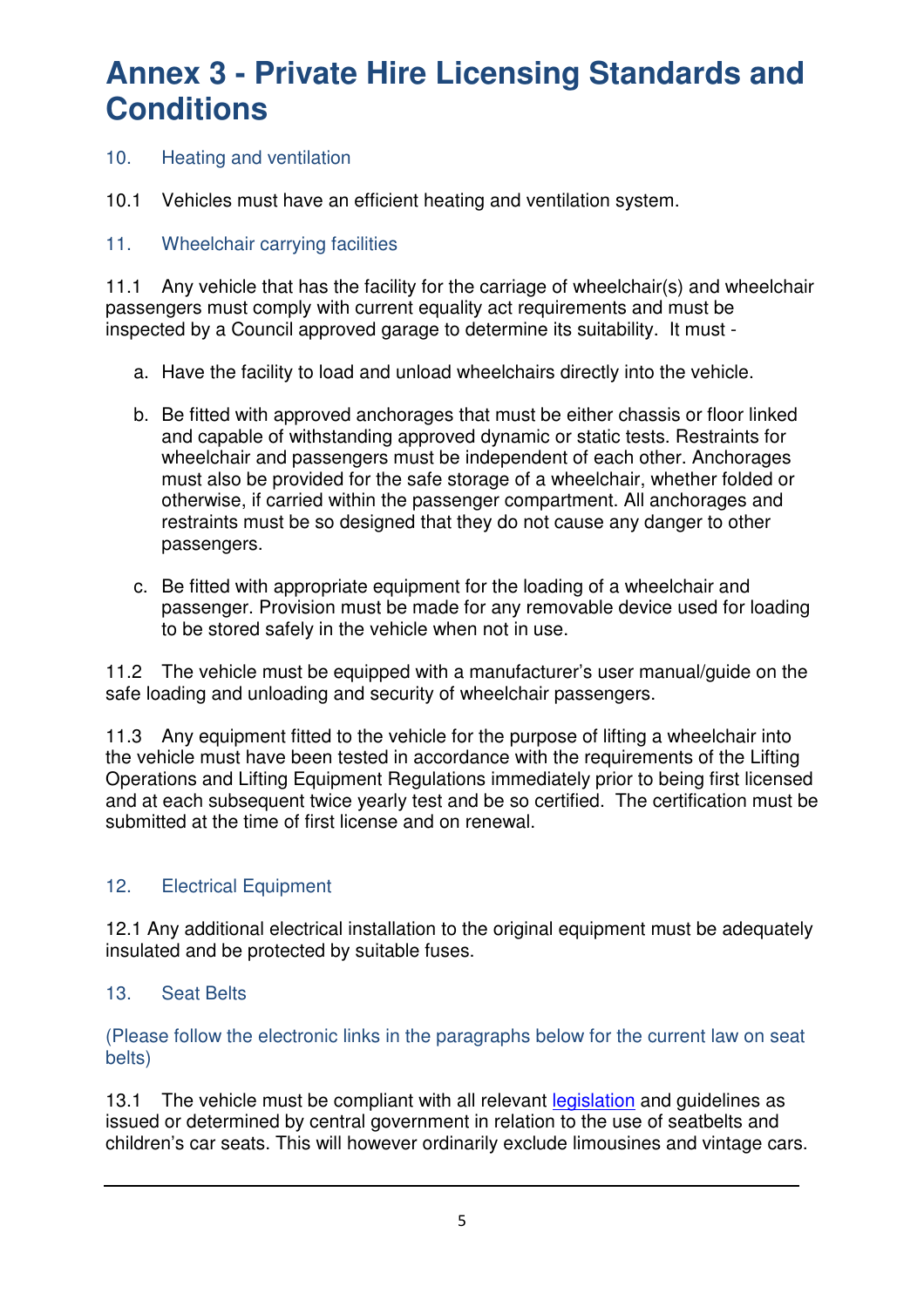# Annex 3 - Private Hire Licensing Standards and Conditions

## 10. Heating and ventilation

10.1 Vehicles must have an efficient heating and ventilation system.

## 11. Wheelchair carrying facilities

11.1 Any vehicle that has the facility for the carriage of wheelchair(s) and wheelchair passengers must comply with current equality act requirements and must be inspected by a Council approved garage to determine its suitability. It must -

a. Have the facility to load and unload wheelchairs directly into the vehicle.

b. Be fitted with approved anchorages that must be either chassis or floor linked and capable of withstanding approved dynamic or static tests. Restraints for wheelchair and passengers must be independent of each other. Anchorages must also be provided for the safe storage of a wheelchair, whether folded or otherwise, if carried within the passenger compartment. All anchorages and restraints must be so designed that they do not cause any danger to other passengers.

c. Be fitted with appropriate equipment for the loading of a wheelchair and passenger. Provision must be made for any removable device used for loading to be stored safely in the vehicle when not in use.

11.2 The vehicle must be equipped with a manufacturer's user manual/guide on the safe loading and unloading and security of wheelchair passengers.

11.3 Any equipment fitted to the vehicle for the purpose of lifting a wheelchair into the vehicle must have been tested in accordance with the requirements of the Lifting Operations and Lifting Equipment Regulations immediately prior to being first licensed and at each subsequent twice yearly test and be so certified. The certification must be submitted at the time of first license and on renewal.

## 12. Electrical Equipment

12.1 Any additional electrical installation to the original equipment must be adequately insulated and be protected by suitable fuses.

## 13. Seat Belts

(Please follow the electronic links in the paragraphs below for the current law on seat belts)

13.1 The vehicle must be compliant with all relevant legislation and guidelines as issued or determined by central government in relation to the use of seatbelts and children's car seats. This will however ordinarily exclude limousines and vintage cars.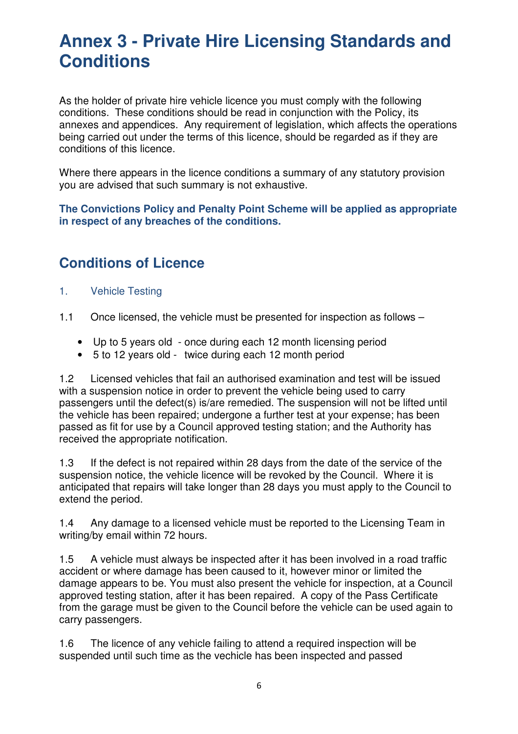# Annex 3 - Private Hire Licensing Standards and Conditions

As the holder of private hire vehicle licence you must comply with the following conditions. These conditions should be read in conjunction with the Policy, its annexes and appendices. Any requirement of legislation, which affects the operations being carried out under the terms of this licence, should be regarded as if they are conditions of this licence.

Where there appears in the licence conditions a summary of any statutory provision you are advised that such summary is not exhaustive.

**The Convictions Policy and Penalty Point Scheme will be applied as appropriate in respect of any breaches of the conditions.**

## Conditions of Licence

### 1. Vehicle Testing

1.1 Once licensed, the vehicle must be presented for inspection as follows –

- Up to 5 years old - once during each 12 month licensing period
- 5 to 12 years old - twice during each 12 month period

1.2 Licensed vehicles that fail an authorised examination and test will be issued with a suspension notice in order to prevent the vehicle being used to carry passengers until the defect(s) is/are remedied. The suspension will not be lifted until the vehicle has been repaired; undergone a further test at your expense; has been passed as fit for use by a Council approved testing station; and the Authority has received the appropriate notification.

1.3 If the defect is not repaired within 28 days from the date of the service of the suspension notice, the vehicle licence will be revoked by the Council. Where it is anticipated that repairs will take longer than 28 days you must apply to the Council to extend the period.

1.4 Any damage to a licensed vehicle must be reported to the Licensing Team in writing/by email within 72 hours.

1.5 A vehicle must always be inspected after it has been involved in a road traffic accident or where damage has been caused to it, however minor or limited the damage appears to be. You must also present the vehicle for inspection, at a Council approved testing station, after it has been repaired. A copy of the Pass Certificate from the garage must be given to the Council before the vehicle can be used again to carry passengers.

1.6 The licence of any vehicle failing to attend a required inspection will be suspended until such time as the vechicle has been inspected and passed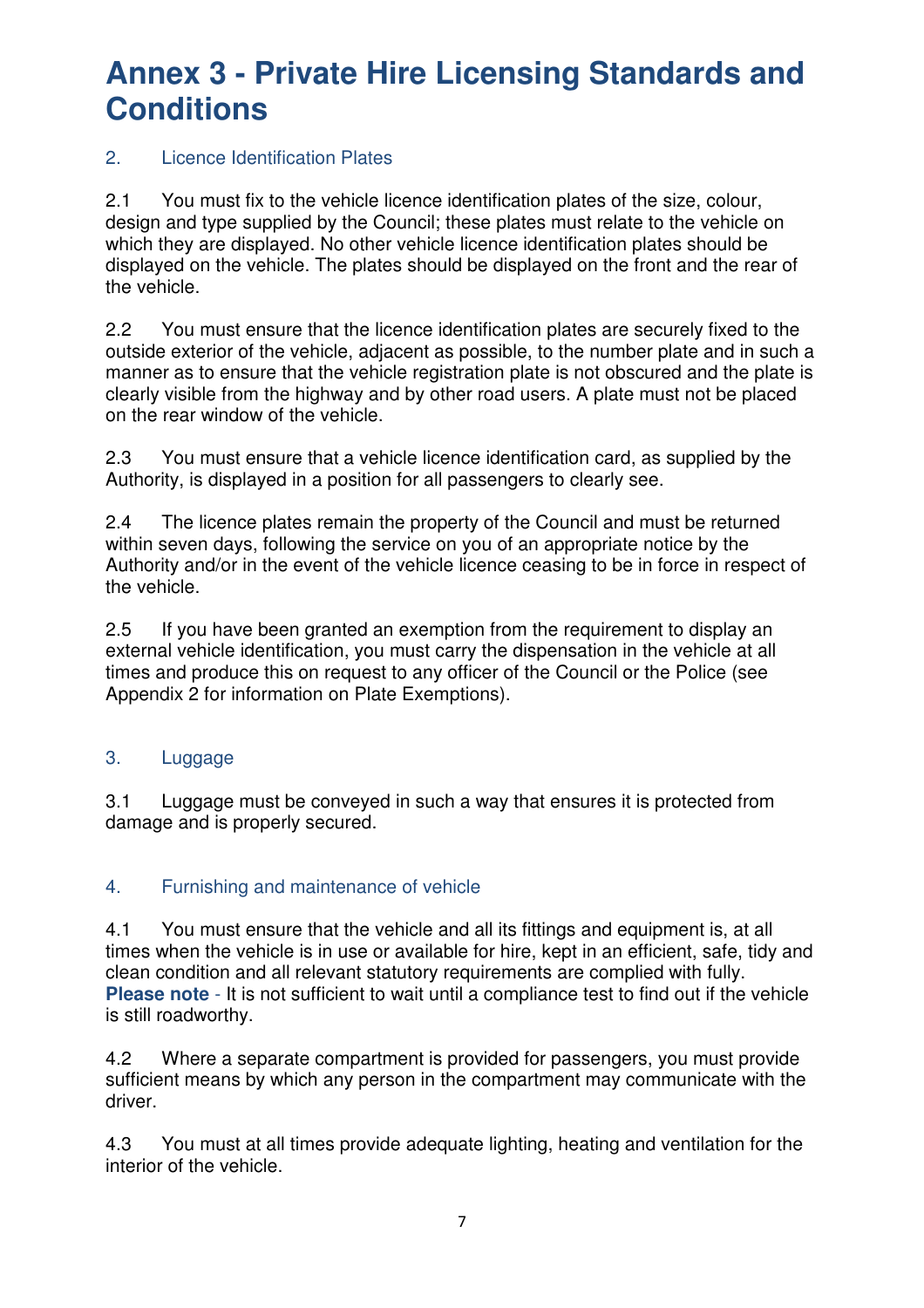# Annex 3 - Private Hire Licensing Standards and Conditions

## 2. Licence Identification Plates

2.1 You must fix to the vehicle licence identification plates of the size, colour, design and type supplied by the Council; these plates must relate to the vehicle on which they are displayed. No other vehicle licence identification plates should be displayed on the vehicle. The plates should be displayed on the front and the rear of the vehicle.

2.2 You must ensure that the licence identification plates are securely fixed to the outside exterior of the vehicle, adjacent as possible, to the number plate and in such a manner as to ensure that the vehicle registration plate is not obscured and the plate is clearly visible from the highway and by other road users. A plate must not be placed on the rear window of the vehicle.

2.3 You must ensure that a vehicle licence identification card, as supplied by the Authority, is displayed in a position for all passengers to clearly see.

2.4 The licence plates remain the property of the Council and must be returned within seven days, following the service on you of an appropriate notice by the Authority and/or in the event of the vehicle licence ceasing to be in force in respect of the vehicle.

2.5 If you have been granted an exemption from the requirement to display an external vehicle identification, you must carry the dispensation in the vehicle at all times and produce this on request to any officer of the Council or the Police (see Appendix 2 for information on Plate Exemptions).

## 3. Luggage

3.1 Luggage must be conveyed in such a way that ensures it is protected from damage and is properly secured.

## 4. Furnishing and maintenance of vehicle

4.1 You must ensure that the vehicle and all its fittings and equipment is, at all times when the vehicle is in use or available for hire, kept in an efficient, safe, tidy and clean condition and all relevant statutory requirements are complied with fully. **Please note** - It is not sufficient to wait until a compliance test to find out if the vehicle is still roadworthy.

4.2 Where a separate compartment is provided for passengers, you must provide sufficient means by which any person in the compartment may communicate with the driver.

4.3 You must at all times provide adequate lighting, heating and ventilation for the interior of the vehicle.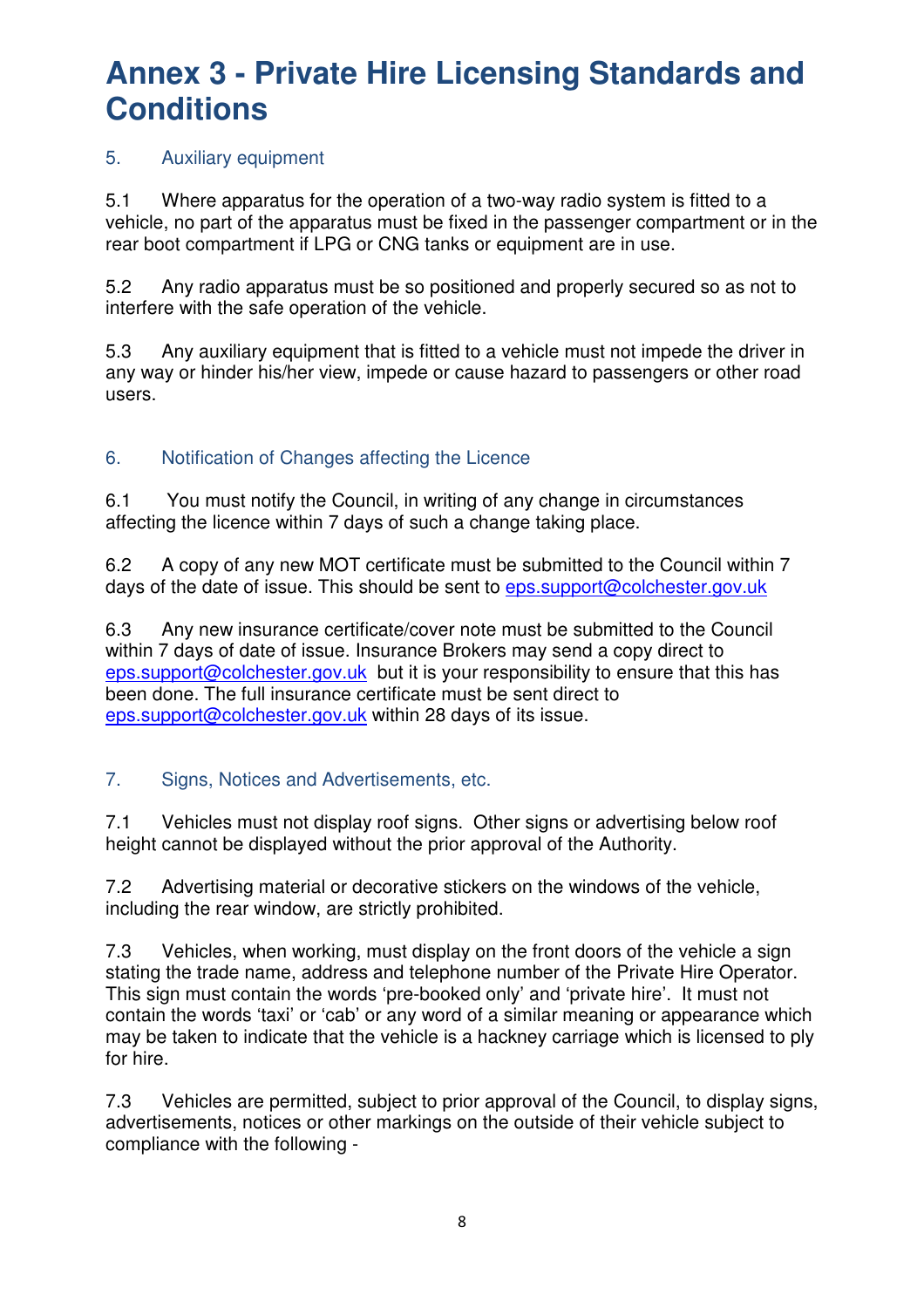# Annex 3 - Private Hire Licensing Standards and Conditions

## 5. Auxiliary equipment

5.1 Where apparatus for the operation of a two-way radio system is fitted to a vehicle, no part of the apparatus must be fixed in the passenger compartment or in the rear boot compartment if LPG or CNG tanks or equipment are in use.

5.2 Any radio apparatus must be so positioned and properly secured so as not to interfere with the safe operation of the vehicle.

5.3 Any auxiliary equipment that is fitted to a vehicle must not impede the driver in any way or hinder his/her view, impede or cause hazard to passengers or other road users.

## 6. Notification of Changes affecting the Licence

6.1 You must notify the Council, in writing of any change in circumstances affecting the licence within 7 days of such a change taking place.

6.2 A copy of any new MOT certificate must be submitted to the Council within 7 days of the date of issue. This should be sent to eps.support@colchester.gov.uk

6.3 Any new insurance certificate/cover note must be submitted to the Council within 7 days of date of issue. Insurance Brokers may send a copy direct to eps.support@colchester.gov.uk but it is your responsibility to ensure that this has been done. The full insurance certificate must be sent direct to eps.support@colchester.gov.uk within 28 days of its issue.

## 7. Signs, Notices and Advertisements, etc.

7.1 Vehicles must not display roof signs. Other signs or advertising below roof height cannot be displayed without the prior approval of the Authority.

7.2 Advertising material or decorative stickers on the windows of the vehicle, including the rear window, are strictly prohibited.

7.3 Vehicles, when working, must display on the front doors of the vehicle a sign stating the trade name, address and telephone number of the Private Hire Operator. This sign must contain the words 'pre-booked only' and 'private hire'. It must not contain the words 'taxi' or 'cab' or any word of a similar meaning or appearance which may be taken to indicate that the vehicle is a hackney carriage which is licensed to ply for hire.

7.3 Vehicles are permitted, subject to prior approval of the Council, to display signs, advertisements, notices or other markings on the outside of their vehicle subject to compliance with the following -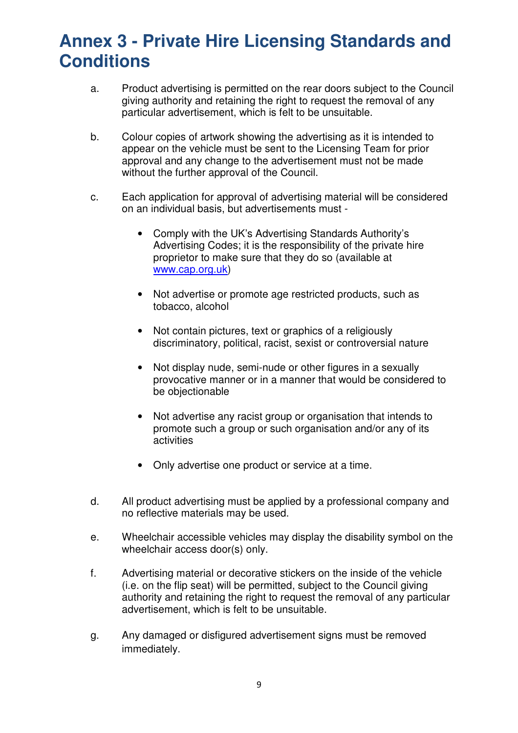# Annex 3 - Private Hire Licensing Standards and Conditions

a. Product advertising is permitted on the rear doors subject to the Council giving authority and retaining the right to request the removal of any particular advertisement, which is felt to be unsuitable.

b. Colour copies of artwork showing the advertising as it is intended to appear on the vehicle must be sent to the Licensing Team for prior approval and any change to the advertisement must not be made without the further approval of the Council.

c. Each application for approval of advertising material will be considered on an individual basis, but advertisements must -

   - Comply with the UK's Advertising Standards Authority's Advertising Codes; it is the responsibility of the private hire proprietor to make sure that they do so (available at [www.cap.org.uk](http://www.cap.org.uk))
   - Not advertise or promote age restricted products, such as tobacco, alcohol
   - Not contain pictures, text or graphics of a religiously discriminatory, political, racist, sexist or controversial nature
   - Not display nude, semi-nude or other figures in a sexually provocative manner or in a manner that would be considered to be objectionable
   - Not advertise any racist group or organisation that intends to promote such a group or such organisation and/or any of its activities
   - Only advertise one product or service at a time.

d. All product advertising must be applied by a professional company and no reflective materials may be used.

e. Wheelchair accessible vehicles may display the disability symbol on the wheelchair access door(s) only.

f. Advertising material or decorative stickers on the inside of the vehicle (i.e. on the flip seat) will be permitted, subject to the Council giving authority and retaining the right to request the removal of any particular advertisement, which is felt to be unsuitable.

g. Any damaged or disfigured advertisement signs must be removed immediately.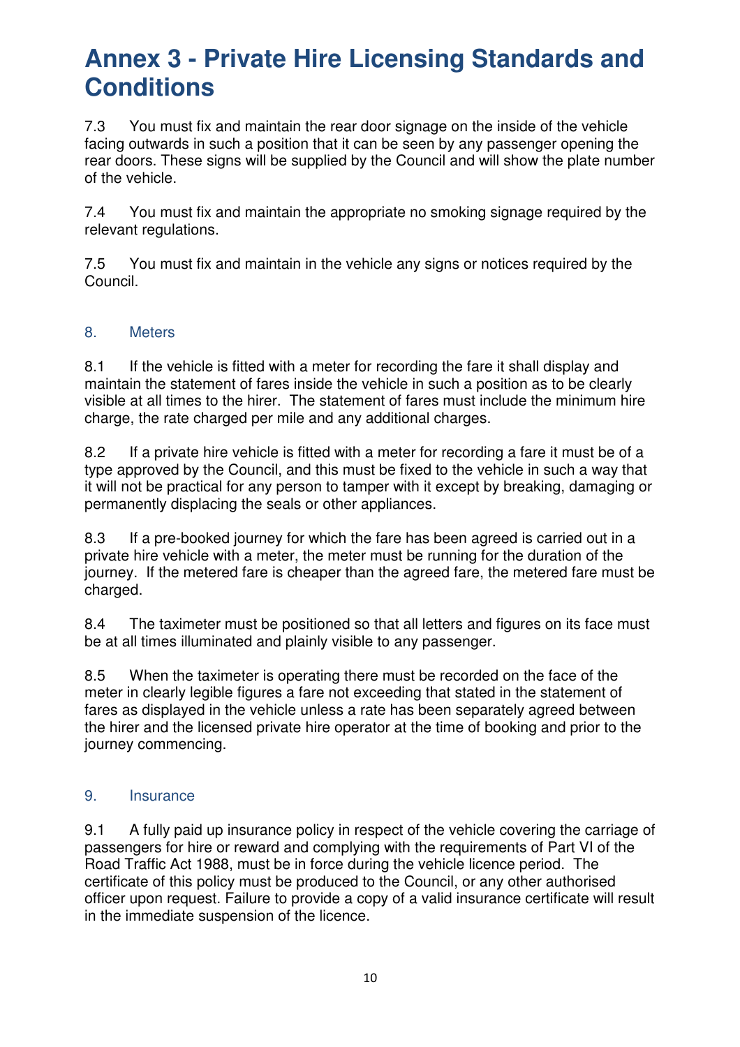# Annex 3 - Private Hire Licensing Standards and Conditions

7.3 You must fix and maintain the rear door signage on the inside of the vehicle facing outwards in such a position that it can be seen by any passenger opening the rear doors. These signs will be supplied by the Council and will show the plate number of the vehicle.

7.4 You must fix and maintain the appropriate no smoking signage required by the relevant regulations.

7.5 You must fix and maintain in the vehicle any signs or notices required by the Council.

## 8. Meters

8.1 If the vehicle is fitted with a meter for recording the fare it shall display and maintain the statement of fares inside the vehicle in such a position as to be clearly visible at all times to the hirer. The statement of fares must include the minimum hire charge, the rate charged per mile and any additional charges.

8.2 If a private hire vehicle is fitted with a meter for recording a fare it must be of a type approved by the Council, and this must be fixed to the vehicle in such a way that it will not be practical for any person to tamper with it except by breaking, damaging or permanently displacing the seals or other appliances.

8.3 If a pre-booked journey for which the fare has been agreed is carried out in a private hire vehicle with a meter, the meter must be running for the duration of the journey. If the metered fare is cheaper than the agreed fare, the metered fare must be charged.

8.4 The taximeter must be positioned so that all letters and figures on its face must be at all times illuminated and plainly visible to any passenger.

8.5 When the taximeter is operating there must be recorded on the face of the meter in clearly legible figures a fare not exceeding that stated in the statement of fares as displayed in the vehicle unless a rate has been separately agreed between the hirer and the licensed private hire operator at the time of booking and prior to the journey commencing.

## 9. Insurance

9.1 A fully paid up insurance policy in respect of the vehicle covering the carriage of passengers for hire or reward and complying with the requirements of Part VI of the Road Traffic Act 1988, must be in force during the vehicle licence period. The certificate of this policy must be produced to the Council, or any other authorised officer upon request. Failure to provide a copy of a valid insurance certificate will result in the immediate suspension of the licence.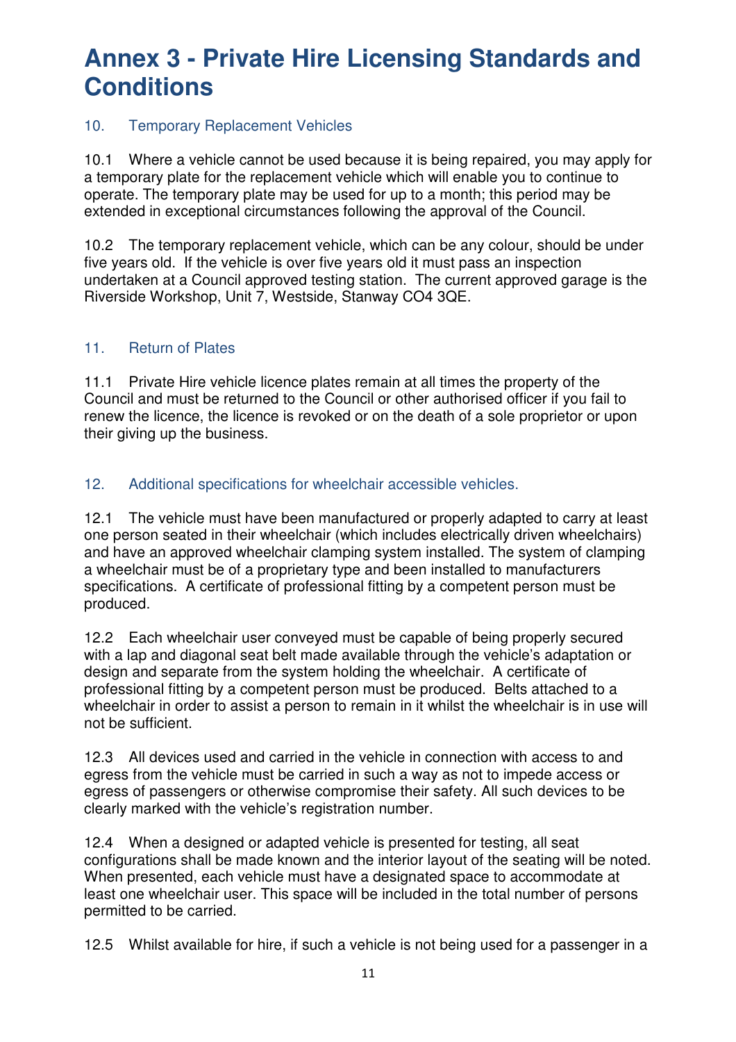# Annex 3 - Private Hire Licensing Standards and Conditions

## 10. Temporary Replacement Vehicles

10.1 Where a vehicle cannot be used because it is being repaired, you may apply for a temporary plate for the replacement vehicle which will enable you to continue to operate. The temporary plate may be used for up to a month; this period may be extended in exceptional circumstances following the approval of the Council.

10.2 The temporary replacement vehicle, which can be any colour, should be under five years old. If the vehicle is over five years old it must pass an inspection undertaken at a Council approved testing station. The current approved garage is the Riverside Workshop, Unit 7, Westside, Stanway CO4 3QE.

## 11. Return of Plates

11.1 Private Hire vehicle licence plates remain at all times the property of the Council and must be returned to the Council or other authorised officer if you fail to renew the licence, the licence is revoked or on the death of a sole proprietor or upon their giving up the business.

## 12. Additional specifications for wheelchair accessible vehicles.

12.1 The vehicle must have been manufactured or properly adapted to carry at least one person seated in their wheelchair (which includes electrically driven wheelchairs) and have an approved wheelchair clamping system installed. The system of clamping a wheelchair must be of a proprietary type and been installed to manufacturers specifications. A certificate of professional fitting by a competent person must be produced.

12.2 Each wheelchair user conveyed must be capable of being properly secured with a lap and diagonal seat belt made available through the vehicle's adaptation or design and separate from the system holding the wheelchair. A certificate of professional fitting by a competent person must be produced. Belts attached to a wheelchair in order to assist a person to remain in it whilst the wheelchair is in use will not be sufficient.

12.3 All devices used and carried in the vehicle in connection with access to and egress from the vehicle must be carried in such a way as not to impede access or egress of passengers or otherwise compromise their safety. All such devices to be clearly marked with the vehicle's registration number.

12.4 When a designed or adapted vehicle is presented for testing, all seat configurations shall be made known and the interior layout of the seating will be noted. When presented, each vehicle must have a designated space to accommodate at least one wheelchair user. This space will be included in the total number of persons permitted to be carried.

12.5 Whilst available for hire, if such a vehicle is not being used for a passenger in a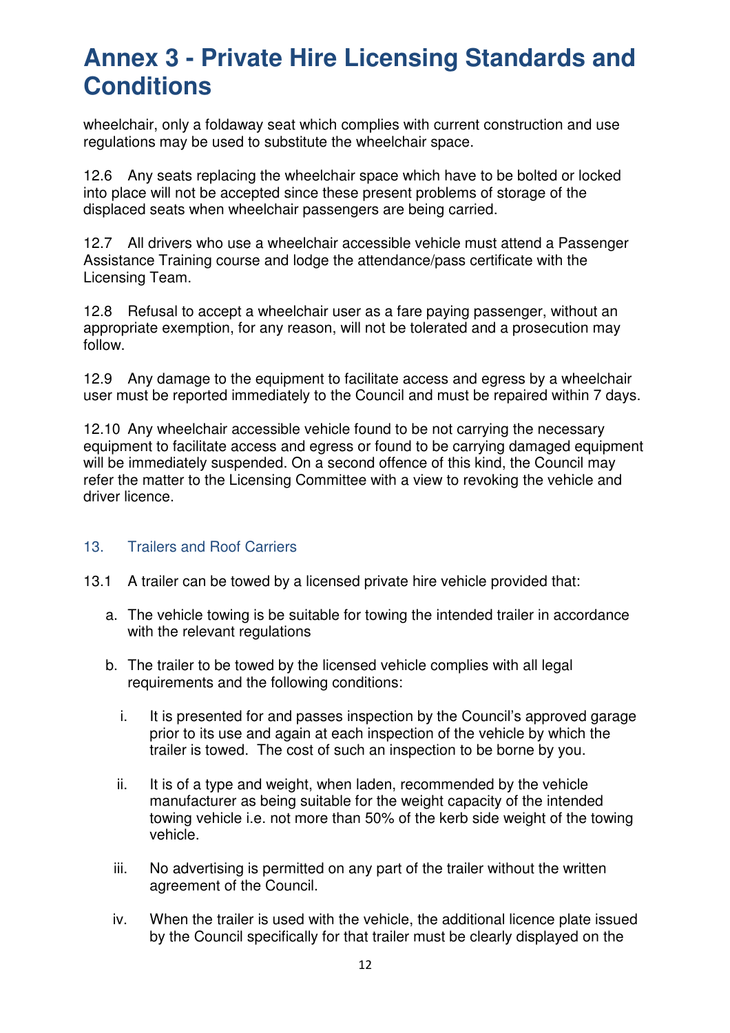# Annex 3 - Private Hire Licensing Standards and Conditions

wheelchair, only a foldaway seat which complies with current construction and use regulations may be used to substitute the wheelchair space.

12.6 Any seats replacing the wheelchair space which have to be bolted or locked into place will not be accepted since these present problems of storage of the displaced seats when wheelchair passengers are being carried.

12.7 All drivers who use a wheelchair accessible vehicle must attend a Passenger Assistance Training course and lodge the attendance/pass certificate with the Licensing Team.

12.8 Refusal to accept a wheelchair user as a fare paying passenger, without an appropriate exemption, for any reason, will not be tolerated and a prosecution may follow.

12.9 Any damage to the equipment to facilitate access and egress by a wheelchair user must be reported immediately to the Council and must be repaired within 7 days.

12.10 Any wheelchair accessible vehicle found to be not carrying the necessary equipment to facilitate access and egress or found to be carrying damaged equipment will be immediately suspended. On a second offence of this kind, the Council may refer the matter to the Licensing Committee with a view to revoking the vehicle and driver licence.

## 13. Trailers and Roof Carriers

13.1 A trailer can be towed by a licensed private hire vehicle provided that:

a. The vehicle towing is be suitable for towing the intended trailer in accordance with the relevant regulations

b. The trailer to be towed by the licensed vehicle complies with all legal requirements and the following conditions:

   i. It is presented for and passes inspection by the Council's approved garage prior to its use and again at each inspection of the vehicle by which the trailer is towed. The cost of such an inspection to be borne by you.

   ii. It is of a type and weight, when laden, recommended by the vehicle manufacturer as being suitable for the weight capacity of the intended towing vehicle i.e. not more than 50% of the kerb side weight of the towing vehicle.

   iii. No advertising is permitted on any part of the trailer without the written agreement of the Council.

   iv. When the trailer is used with the vehicle, the additional licence plate issued by the Council specifically for that trailer must be clearly displayed on the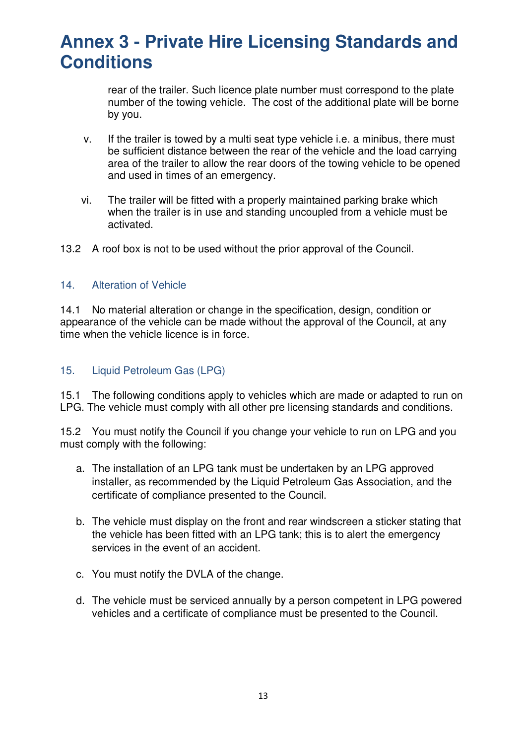# Annex 3 - Private Hire Licensing Standards and Conditions

rear of the trailer. Such licence plate number must correspond to the plate number of the towing vehicle. The cost of the additional plate will be borne by you.

v. If the trailer is towed by a multi seat type vehicle i.e. a minibus, there must be sufficient distance between the rear of the vehicle and the load carrying area of the trailer to allow the rear doors of the towing vehicle to be opened and used in times of an emergency.

vi. The trailer will be fitted with a properly maintained parking brake which when the trailer is in use and standing uncoupled from a vehicle must be activated.

13.2 A roof box is not to be used without the prior approval of the Council.

## 14. Alteration of Vehicle

14.1 No material alteration or change in the specification, design, condition or appearance of the vehicle can be made without the approval of the Council, at any time when the vehicle licence is in force.

## 15. Liquid Petroleum Gas (LPG)

15.1 The following conditions apply to vehicles which are made or adapted to run on LPG. The vehicle must comply with all other pre licensing standards and conditions.

15.2 You must notify the Council if you change your vehicle to run on LPG and you must comply with the following:

a. The installation of an LPG tank must be undertaken by an LPG approved installer, as recommended by the Liquid Petroleum Gas Association, and the certificate of compliance presented to the Council.

b. The vehicle must display on the front and rear windscreen a sticker stating that the vehicle has been fitted with an LPG tank; this is to alert the emergency services in the event of an accident.

c. You must notify the DVLA of the change.

d. The vehicle must be serviced annually by a person competent in LPG powered vehicles and a certificate of compliance must be presented to the Council.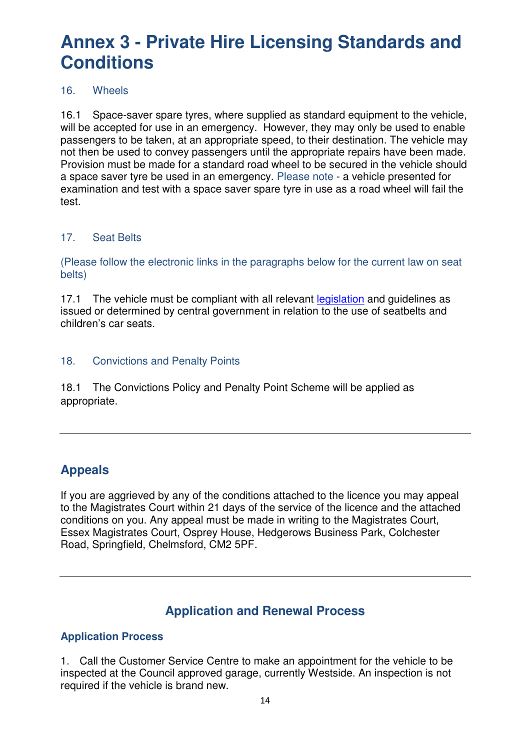# Annex 3 - Private Hire Licensing Standards and Conditions

### 16. Wheels

16.1 Space-saver spare tyres, where supplied as standard equipment to the vehicle, will be accepted for use in an emergency. However, they may only be used to enable passengers to be taken, at an appropriate speed, to their destination. The vehicle may not then be used to convey passengers until the appropriate repairs have been made. Provision must be made for a standard road wheel to be secured in the vehicle should a space saver tyre be used in an emergency. Please note - a vehicle presented for examination and test with a space saver spare tyre in use as a road wheel will fail the test.

### 17. Seat Belts

(Please follow the electronic links in the paragraphs below for the current law on seat belts)

17.1 The vehicle must be compliant with all relevant legislation and guidelines as issued or determined by central government in relation to the use of seatbelts and children's car seats.

### 18. Convictions and Penalty Points

18.1 The Convictions Policy and Penalty Point Scheme will be applied as appropriate.

---

## Appeals

If you are aggrieved by any of the conditions attached to the licence you may appeal to the Magistrates Court within 21 days of the service of the licence and the attached conditions on you. Any appeal must be made in writing to the Magistrates Court, Essex Magistrates Court, Osprey House, Hedgerows Business Park, Colchester Road, Springfield, Chelmsford, CM2 5PF.

---

## Application and Renewal Process

### Application Process

1. Call the Customer Service Centre to make an appointment for the vehicle to be inspected at the Council approved garage, currently Westside. An inspection is not required if the vehicle is brand new.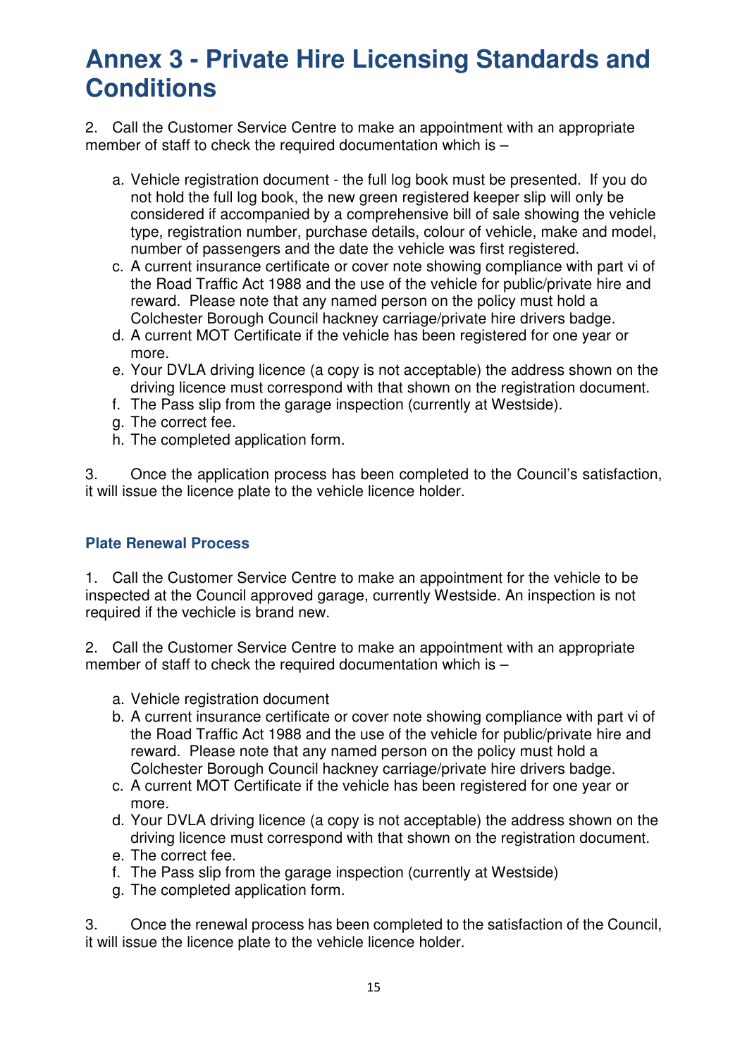# Annex 3 - Private Hire Licensing Standards and Conditions

2. Call the Customer Service Centre to make an appointment with an appropriate member of staff to check the required documentation which is –

a. Vehicle registration document - the full log book must be presented. If you do not hold the full log book, the new green registered keeper slip will only be considered if accompanied by a comprehensive bill of sale showing the vehicle type, registration number, purchase details, colour of vehicle, make and model, number of passengers and the date the vehicle was first registered.
c. A current insurance certificate or cover note showing compliance with part vi of the Road Traffic Act 1988 and the use of the vehicle for public/private hire and reward. Please note that any named person on the policy must hold a Colchester Borough Council hackney carriage/private hire drivers badge.
d. A current MOT Certificate if the vehicle has been registered for one year or more.
e. Your DVLA driving licence (a copy is not acceptable) the address shown on the driving licence must correspond with that shown on the registration document.
f. The Pass slip from the garage inspection (currently at Westside).
g. The correct fee.
h. The completed application form.

3. Once the application process has been completed to the Council's satisfaction, it will issue the licence plate to the vehicle licence holder.

### Plate Renewal Process

1. Call the Customer Service Centre to make an appointment for the vehicle to be inspected at the Council approved garage, currently Westside. An inspection is not required if the vechicle is brand new.

2. Call the Customer Service Centre to make an appointment with an appropriate member of staff to check the required documentation which is –

a. Vehicle registration document
b. A current insurance certificate or cover note showing compliance with part vi of the Road Traffic Act 1988 and the use of the vehicle for public/private hire and reward. Please note that any named person on the policy must hold a Colchester Borough Council hackney carriage/private hire drivers badge.
c. A current MOT Certificate if the vehicle has been registered for one year or more.
d. Your DVLA driving licence (a copy is not acceptable) the address shown on the driving licence must correspond with that shown on the registration document.
e. The correct fee.
f. The Pass slip from the garage inspection (currently at Westside)
g. The completed application form.

3. Once the renewal process has been completed to the satisfaction of the Council, it will issue the licence plate to the vehicle licence holder.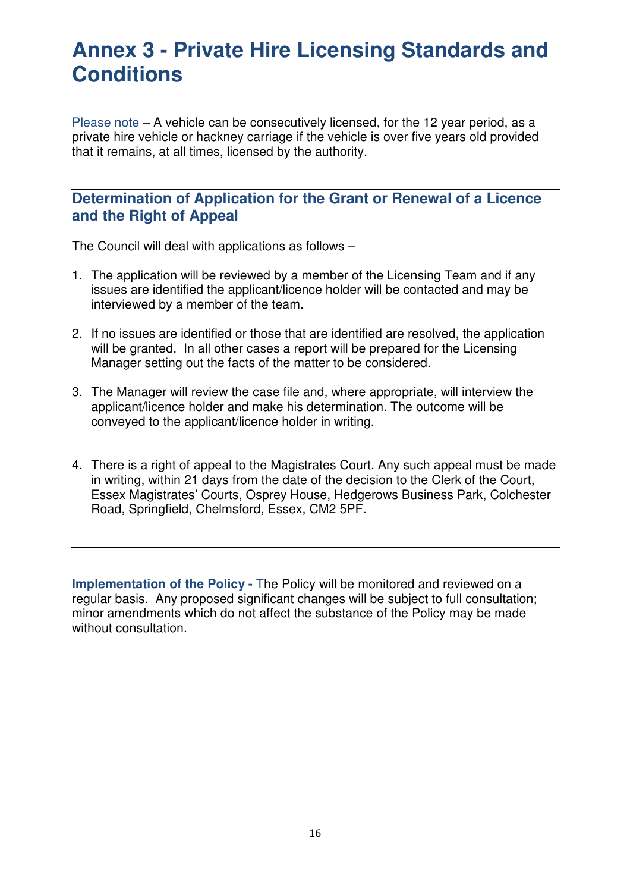# Annex 3 - Private Hire Licensing Standards and Conditions

Please note – A vehicle can be consecutively licensed, for the 12 year period, as a private hire vehicle or hackney carriage if the vehicle is over five years old provided that it remains, at all times, licensed by the authority.

---

## Determination of Application for the Grant or Renewal of a Licence and the Right of Appeal

The Council will deal with applications as follows –

1. The application will be reviewed by a member of the Licensing Team and if any issues are identified the applicant/licence holder will be contacted and may be interviewed by a member of the team.

2. If no issues are identified or those that are identified are resolved, the application will be granted. In all other cases a report will be prepared for the Licensing Manager setting out the facts of the matter to be considered.

3. The Manager will review the case file and, where appropriate, will interview the applicant/licence holder and make his determination. The outcome will be conveyed to the applicant/licence holder in writing.

4. There is a right of appeal to the Magistrates Court. Any such appeal must be made in writing, within 21 days from the date of the decision to the Clerk of the Court, Essex Magistrates' Courts, Osprey House, Hedgerows Business Park, Colchester Road, Springfield, Chelmsford, Essex, CM2 5PF.

---

**Implementation of the Policy -** The Policy will be monitored and reviewed on a regular basis. Any proposed significant changes will be subject to full consultation; minor amendments which do not affect the substance of the Policy may be made without consultation.